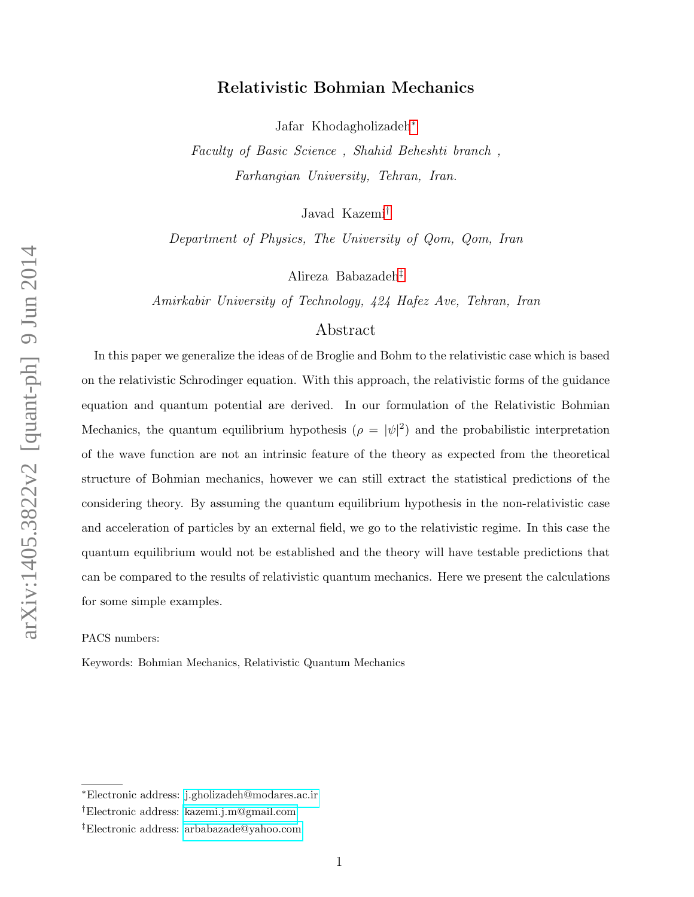# Relativistic Bohmian Mechanics

Jafar Khodagholizadeh[*]

*Faculty of Basic Science , Shahid Beheshti branch ,*
*Farhangian University, Tehran, Iran.*

Javad Kazemi[†]

*Department of Physics, The University of Qom, Qom, Iran*

Alireza Babazadeh[‡]

*Amirkabir University of Technology, 424 Hafez Ave, Tehran, Iran*

## Abstract

In this paper we generalize the ideas of de Broglie and Bohm to the relativistic case which is based on the relativistic Schrodinger equation. With this approach, the relativistic forms of the guidance equation and quantum potential are derived. In our formulation of the Relativistic Bohmian Mechanics, the quantum equilibrium hypothesis ($\rho = |\psi|^2$) and the probabilistic interpretation of the wave function are not an intrinsic feature of the theory as expected from the theoretical structure of Bohmian mechanics, however we can still extract the statistical predictions of the considering theory. By assuming the quantum equilibrium hypothesis in the non-relativistic case and acceleration of particles by an external field, we go to the relativistic regime. In this case the quantum equilibrium would not be established and the theory will have testable predictions that can be compared to the results of relativistic quantum mechanics. Here we present the calculations for some simple examples.

PACS numbers:

Keywords: Bohmian Mechanics, Relativistic Quantum Mechanics

---

[*]Electronic address: j.gholizadeh@modares.ac.ir

[†]Electronic address: kazemi.j.m@gmail.com

[‡]Electronic address: arbabazade@yahoo.com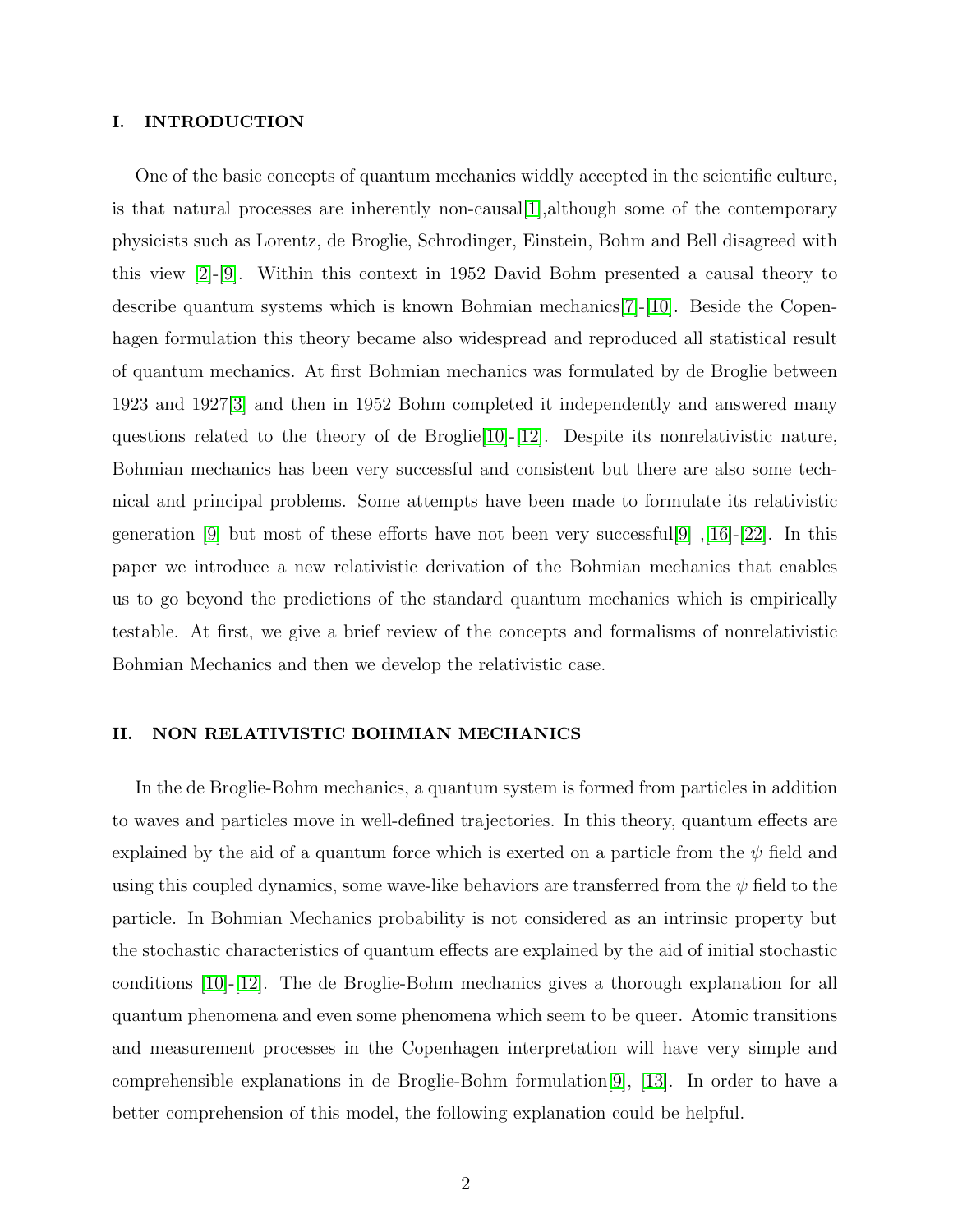## I. INTRODUCTION

One of the basic concepts of quantum mechanics widdly accepted in the scientific culture, is that natural processes are inherently non-causal[1],although some of the contemporary physicists such as Lorentz, de Broglie, Schrodinger, Einstein, Bohm and Bell disagreed with this view [2]-[9]. Within this context in 1952 David Bohm presented a causal theory to describe quantum systems which is known Bohmian mechanics[7]-[10]. Beside the Copenhagen formulation this theory became also widespread and reproduced all statistical result of quantum mechanics. At first Bohmian mechanics was formulated by de Broglie between 1923 and 1927[3] and then in 1952 Bohm completed it independently and answered many questions related to the theory of de Broglie[10]-[12]. Despite its nonrelativistic nature, Bohmian mechanics has been very successful and consistent but there are also some technical and principal problems. Some attempts have been made to formulate its relativistic generation [9] but most of these efforts have not been very successful[9] ,[16]-[22]. In this paper we introduce a new relativistic derivation of the Bohmian mechanics that enables us to go beyond the predictions of the standard quantum mechanics which is empirically testable. At first, we give a brief review of the concepts and formalisms of nonrelativistic Bohmian Mechanics and then we develop the relativistic case.

## II. NON RELATIVISTIC BOHMIAN MECHANICS

In the de Broglie-Bohm mechanics, a quantum system is formed from particles in addition to waves and particles move in well-defined trajectories. In this theory, quantum effects are explained by the aid of a quantum force which is exerted on a particle from the $\psi$ field and using this coupled dynamics, some wave-like behaviors are transferred from the $\psi$ field to the particle. In Bohmian Mechanics probability is not considered as an intrinsic property but the stochastic characteristics of quantum effects are explained by the aid of initial stochastic conditions [10]-[12]. The de Broglie-Bohm mechanics gives a thorough explanation for all quantum phenomena and even some phenomena which seem to be queer. Atomic transitions and measurement processes in the Copenhagen interpretation will have very simple and comprehensible explanations in de Broglie-Bohm formulation[9], [13]. In order to have a better comprehension of this model, the following explanation could be helpful.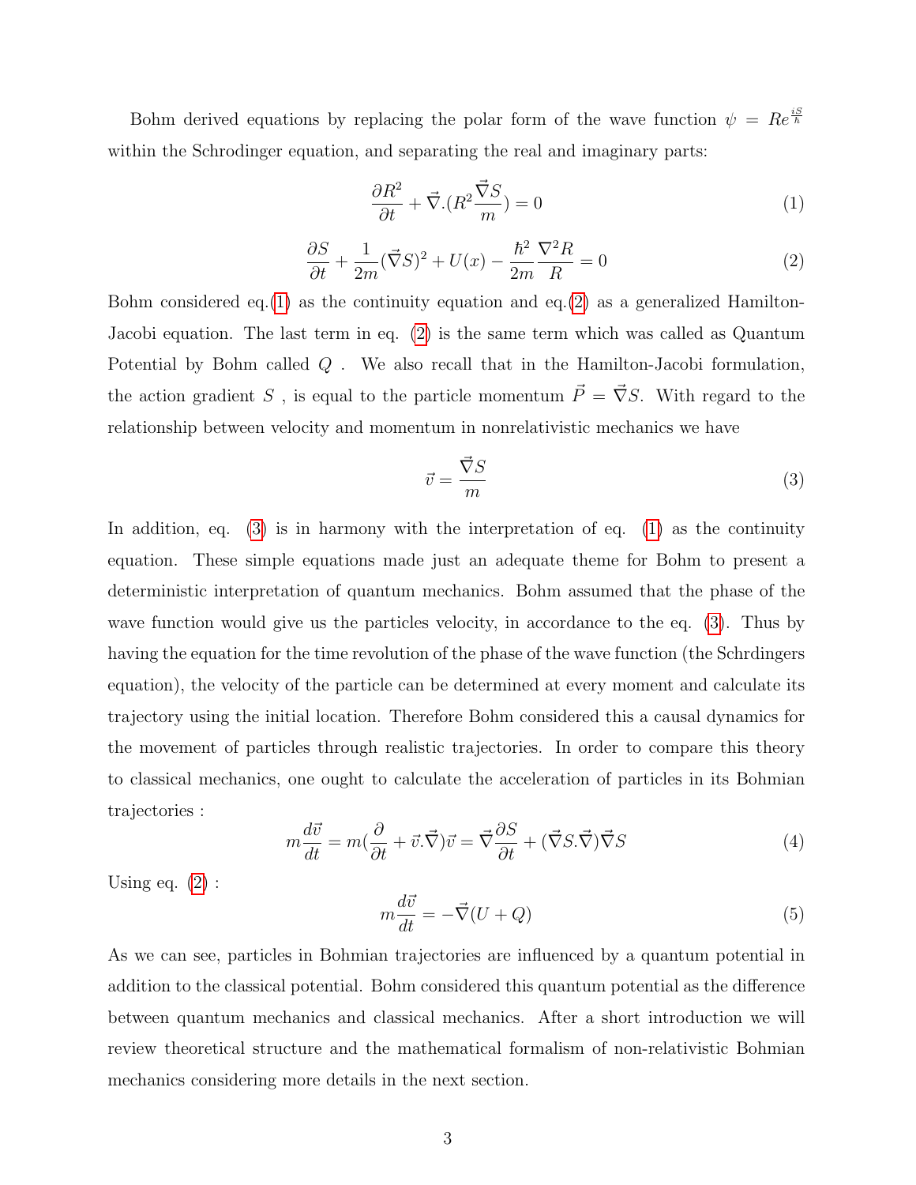Bohm derived equations by replacing the polar form of the wave function $\psi = Re^{\frac{iS}{\hbar}}$ within the Schrodinger equation, and separating the real and imaginary parts:

$$\frac{\partial R^2}{\partial t} + \vec{\nabla}.(R^2\frac{\vec{\nabla}S}{m}) = 0 \tag{1}$$

$$\frac{\partial S}{\partial t} + \frac{1}{2m}(\vec{\nabla}S)^2 + U(x) - \frac{\hbar^2}{2m}\frac{\nabla^2 R}{R} = 0 \tag{2}$$

Bohm considered eq.(1) as the continuity equation and eq.(2) as a generalized Hamilton-Jacobi equation. The last term in eq. (2) is the same term which was called as Quantum Potential by Bohm called $Q$ . We also recall that in the Hamilton-Jacobi formulation, the action gradient $S$ , is equal to the particle momentum $\vec{P} = \vec{\nabla}S$. With regard to the relationship between velocity and momentum in nonrelativistic mechanics we have

$$\vec{v} = \frac{\vec{\nabla}S}{m} \tag{3}$$

In addition, eq. (3) is in harmony with the interpretation of eq. (1) as the continuity equation. These simple equations made just an adequate theme for Bohm to present a deterministic interpretation of quantum mechanics. Bohm assumed that the phase of the wave function would give us the particles velocity, in accordance to the eq. (3). Thus by having the equation for the time revolution of the phase of the wave function (the Schrdingers equation), the velocity of the particle can be determined at every moment and calculate its trajectory using the initial location. Therefore Bohm considered this a causal dynamics for the movement of particles through realistic trajectories. In order to compare this theory to classical mechanics, one ought to calculate the acceleration of particles in its Bohmian trajectories :

$$m\frac{d\vec{v}}{dt} = m(\frac{\partial}{\partial t} + \vec{v}.\vec{\nabla})\vec{v} = \vec{\nabla}\frac{\partial S}{\partial t} + (\vec{\nabla}S.\vec{\nabla})\vec{\nabla}S \tag{4}$$

Using eq. (2) :

$$m\frac{d\vec{v}}{dt} = -\vec{\nabla}(U + Q) \tag{5}$$

As we can see, particles in Bohmian trajectories are influenced by a quantum potential in addition to the classical potential. Bohm considered this quantum potential as the difference between quantum mechanics and classical mechanics. After a short introduction we will review theoretical structure and the mathematical formalism of non-relativistic Bohmian mechanics considering more details in the next section.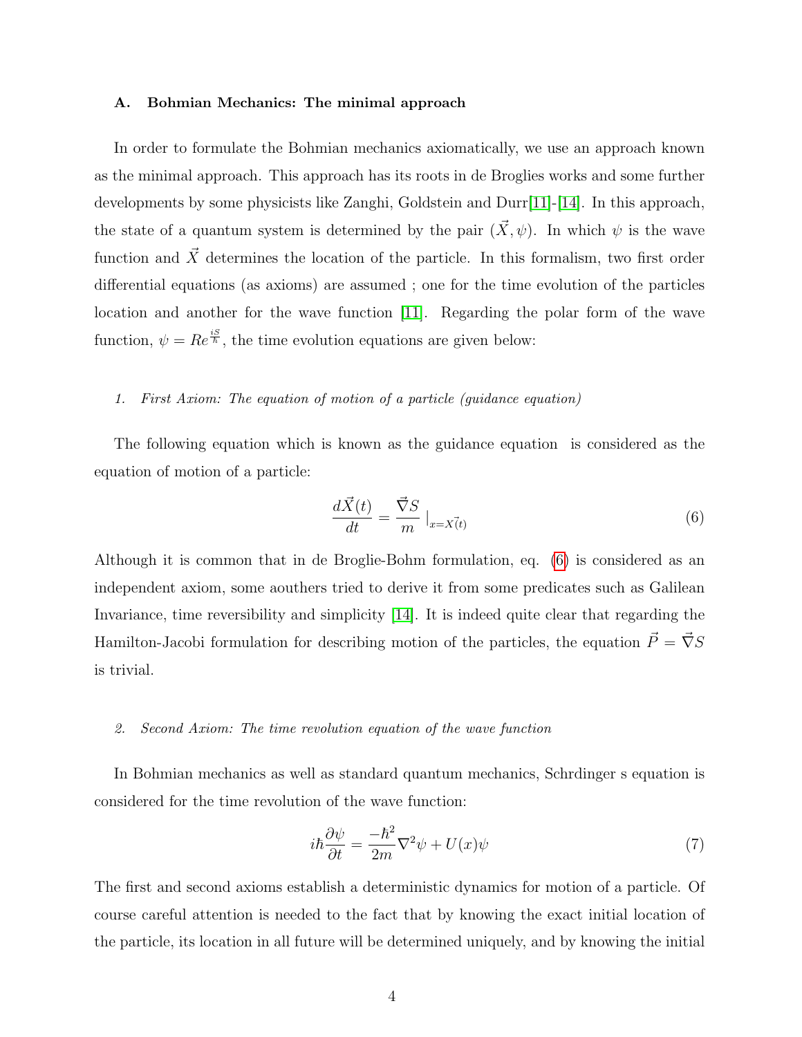### A. Bohmian Mechanics: The minimal approach

In order to formulate the Bohmian mechanics axiomatically, we use an approach known as the minimal approach. This approach has its roots in de Broglies works and some further developments by some physicists like Zanghi, Goldstein and Durr[11]-[14]. In this approach, the state of a quantum system is determined by the pair $(\vec{X}, \psi)$. In which $\psi$ is the wave function and $\vec{X}$ determines the location of the particle. In this formalism, two first order differential equations (as axioms) are assumed ; one for the time evolution of the particles location and another for the wave function [11]. Regarding the polar form of the wave function, $\psi = Re^{\frac{iS}{\hbar}}$, the time evolution equations are given below:

#### 1. *First Axiom: The equation of motion of a particle (guidance equation)*

The following equation which is known as the guidance equation is considered as the equation of motion of a particle:

$$\frac{d\vec{X}(t)}{dt} = \frac{\vec{\nabla} S}{m} \mid_{x=\vec{X(t)}} \tag{6}$$

Although it is common that in de Broglie-Bohm formulation, eq. (6) is considered as an independent axiom, some aouthers tried to derive it from some predicates such as Galilean Invariance, time reversibility and simplicity [14]. It is indeed quite clear that regarding the Hamilton-Jacobi formulation for describing motion of the particles, the equation $\vec{P} = \vec{\nabla} S$ is trivial.

#### 2. *Second Axiom: The time revolution equation of the wave function*

In Bohmian mechanics as well as standard quantum mechanics, Schrdinger s equation is considered for the time revolution of the wave function:

$$i\hbar\frac{\partial\psi}{\partial t} = \frac{-\hbar^2}{2m}\nabla^2\psi + U(x)\psi \tag{7}$$

The first and second axioms establish a deterministic dynamics for motion of a particle. Of course careful attention is needed to the fact that by knowing the exact initial location of the particle, its location in all future will be determined uniquely, and by knowing the initial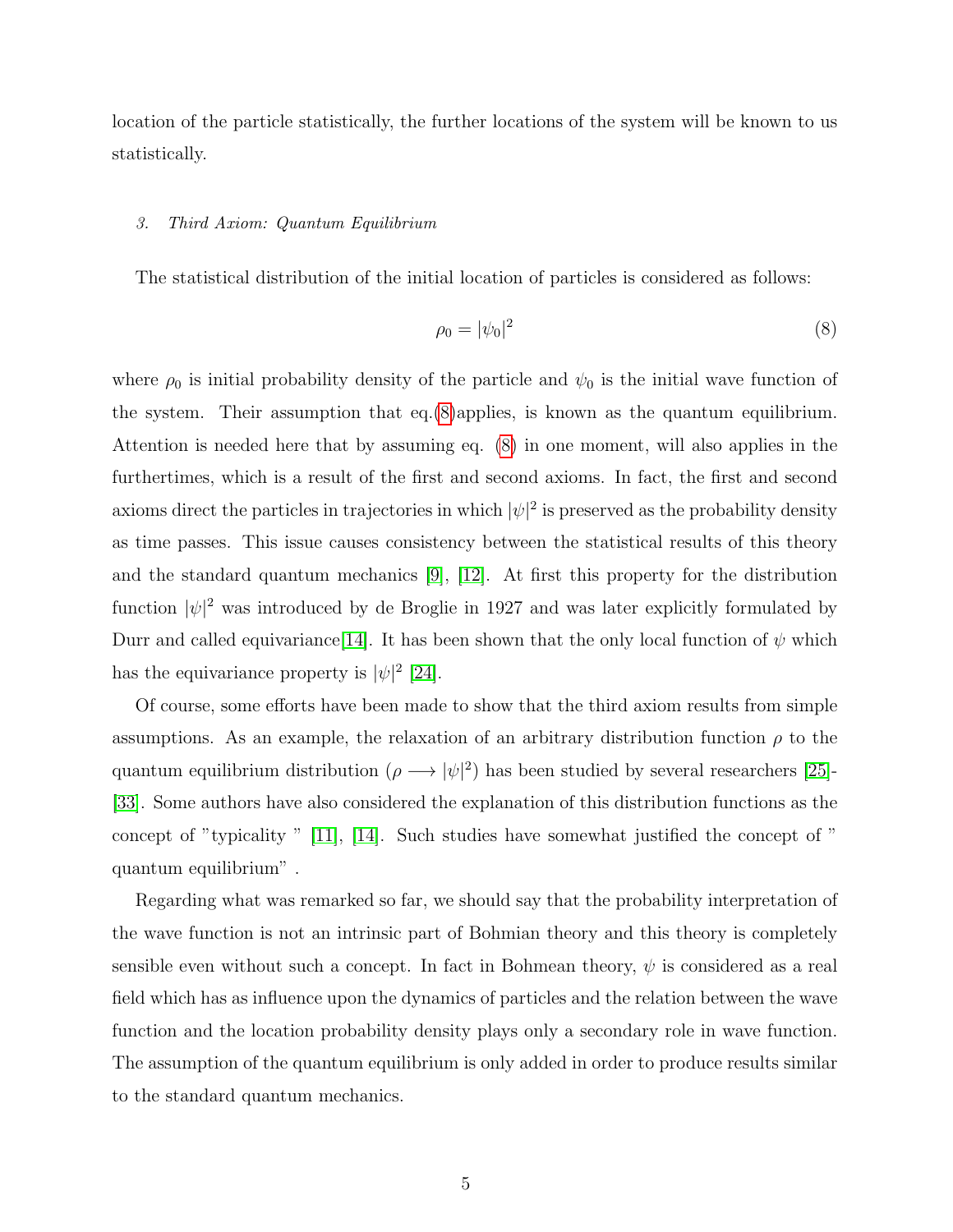location of the particle statistically, the further locations of the system will be known to us statistically.

### 3. *Third Axiom: Quantum Equilibrium*

The statistical distribution of the initial location of particles is considered as follows:

$$\rho_0 = |\psi_0|^2 \tag{8}$$

where $\rho_0$ is initial probability density of the particle and $\psi_0$ is the initial wave function of the system. Their assumption that eq.(8)applies, is known as the quantum equilibrium. Attention is needed here that by assuming eq. (8) in one moment, will also applies in the furthertimes, which is a result of the first and second axioms. In fact, the first and second axioms direct the particles in trajectories in which $|\psi|^2$ is preserved as the probability density as time passes. This issue causes consistency between the statistical results of this theory and the standard quantum mechanics [9], [12]. At first this property for the distribution function $|\psi|^2$ was introduced by de Broglie in 1927 and was later explicitly formulated by Durr and called equivariance[14]. It has been shown that the only local function of $\psi$ which has the equivariance property is $|\psi|^2$ [24].

Of course, some efforts have been made to show that the third axiom results from simple assumptions. As an example, the relaxation of an arbitrary distribution function $\rho$ to the quantum equilibrium distribution ($\rho \longrightarrow |\psi|^2$) has been studied by several researchers [25]-[33]. Some authors have also considered the explanation of this distribution functions as the concept of "typicality " [11], [14]. Such studies have somewhat justified the concept of " quantum equilibrium" .

Regarding what was remarked so far, we should say that the probability interpretation of the wave function is not an intrinsic part of Bohmian theory and this theory is completely sensible even without such a concept. In fact in Bohmean theory, $\psi$ is considered as a real field which has as influence upon the dynamics of particles and the relation between the wave function and the location probability density plays only a secondary role in wave function. The assumption of the quantum equilibrium is only added in order to produce results similar to the standard quantum mechanics.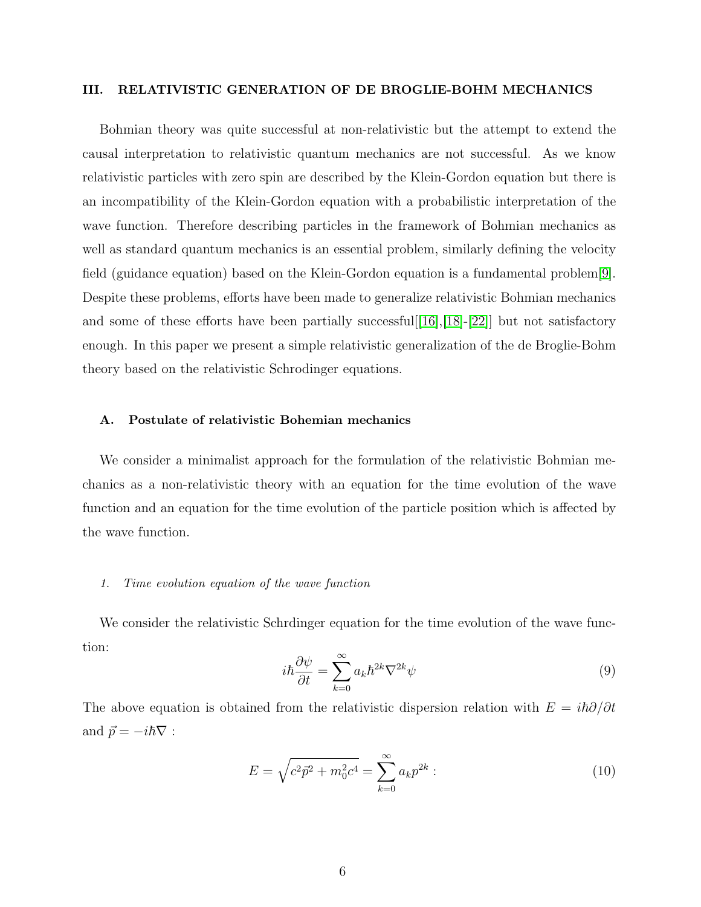## III. RELATIVISTIC GENERATION OF DE BROGLIE-BOHM MECHANICS

Bohmian theory was quite successful at non-relativistic but the attempt to extend the causal interpretation to relativistic quantum mechanics are not successful. As we know relativistic particles with zero spin are described by the Klein-Gordon equation but there is an incompatibility of the Klein-Gordon equation with a probabilistic interpretation of the wave function. Therefore describing particles in the framework of Bohmian mechanics as well as standard quantum mechanics is an essential problem, similarly defining the velocity field (guidance equation) based on the Klein-Gordon equation is a fundamental problem[9]. Despite these problems, efforts have been made to generalize relativistic Bohmian mechanics and some of these efforts have been partially successful[[16],[18]-[22]] but not satisfactory enough. In this paper we present a simple relativistic generalization of the de Broglie-Bohm theory based on the relativistic Schrodinger equations.

### A. Postulate of relativistic Bohemian mechanics

We consider a minimalist approach for the formulation of the relativistic Bohmian mechanics as a non-relativistic theory with an equation for the time evolution of the wave function and an equation for the time evolution of the particle position which is affected by the wave function.

#### 1. *Time evolution equation of the wave function*

We consider the relativistic Schrdinger equation for the time evolution of the wave function:

$$i\hbar\frac{\partial\psi}{\partial t} = \sum_{k=0}^{\infty} a_k \hbar^{2k} \nabla^{2k} \psi \tag{9}$$

The above equation is obtained from the relativistic dispersion relation with $E = i\hbar\partial/\partial t$ and $\vec{p} = -i\hbar\nabla$ :

$$E = \sqrt{c^2\vec{p}^2 + m_0^2 c^4} = \sum_{k=0}^{\infty} a_k p^{2k} : \tag{10}$$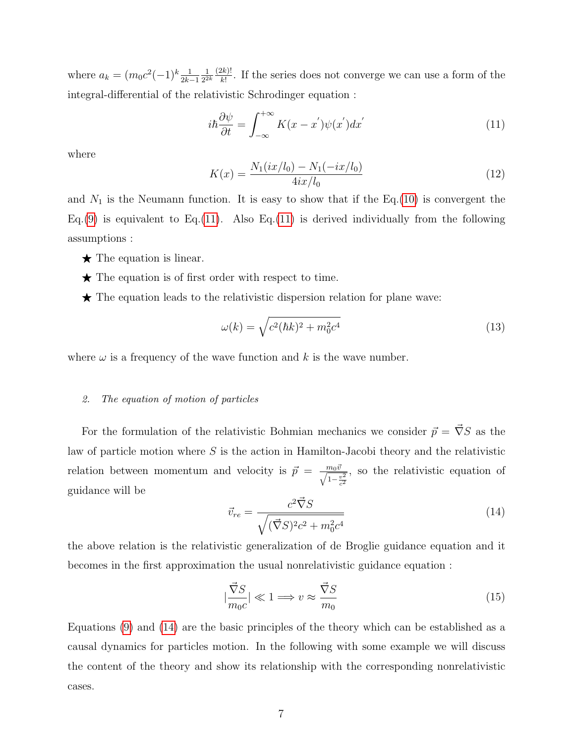where $a_k = (m_0c^2(-1)^k \frac{1}{2k-1}\frac{1}{2^{2k}}\frac{(2k)!}{k!}$. If the series does not converge we can use a form of the integral-differential of the relativistic Schrodinger equation :

$$i\hbar\frac{\partial \psi}{\partial t} = \int_{-\infty}^{+\infty} K(x-x^{'})\psi(x^{'})dx^{'} \tag{11}$$

where

$$K(x) = \frac{N_1(ix/l_0) - N_1(-ix/l_0)}{4ix/l_0} \tag{12}$$

and $N_1$ is the Neumann function. It is easy to show that if the Eq.(10) is convergent the Eq.(9) is equivalent to Eq.(11). Also Eq.(11) is derived individually from the following assumptions :

★ The equation is linear.

★ The equation is of first order with respect to time.

★ The equation leads to the relativistic dispersion relation for plane wave:

$$\omega(k) = \sqrt{c^2(\hbar k)^2 + m_0^2c^4} \tag{13}$$

where $\omega$ is a frequency of the wave function and $k$ is the wave number.

### 2. *The equation of motion of particles*

For the formulation of the relativistic Bohmian mechanics we consider $\vec{p} = \vec{\nabla}S$ as the law of particle motion where $S$ is the action in Hamilton-Jacobi theory and the relativistic relation between momentum and velocity is $\vec{p} = \frac{m_0\vec{v}}{\sqrt{1-\frac{v^2}{c^2}}}$, so the relativistic equation of guidance will be

$$\vec{v}_{re} = \frac{c^2\vec{\nabla}S}{\sqrt{(\vec{\nabla}S)^2c^2 + m_0^2c^4}} \tag{14}$$

the above relation is the relativistic generalization of de Broglie guidance equation and it becomes in the first approximation the usual nonrelativistic guidance equation :

$$|\frac{\vec{\nabla}S}{m_0c}| \ll 1 \Longrightarrow v \approx \frac{\vec{\nabla}S}{m_0} \tag{15}$$

Equations (9) and (14) are the basic principles of the theory which can be established as a causal dynamics for particles motion. In the following with some example we will discuss the content of the theory and show its relationship with the corresponding nonrelativistic cases.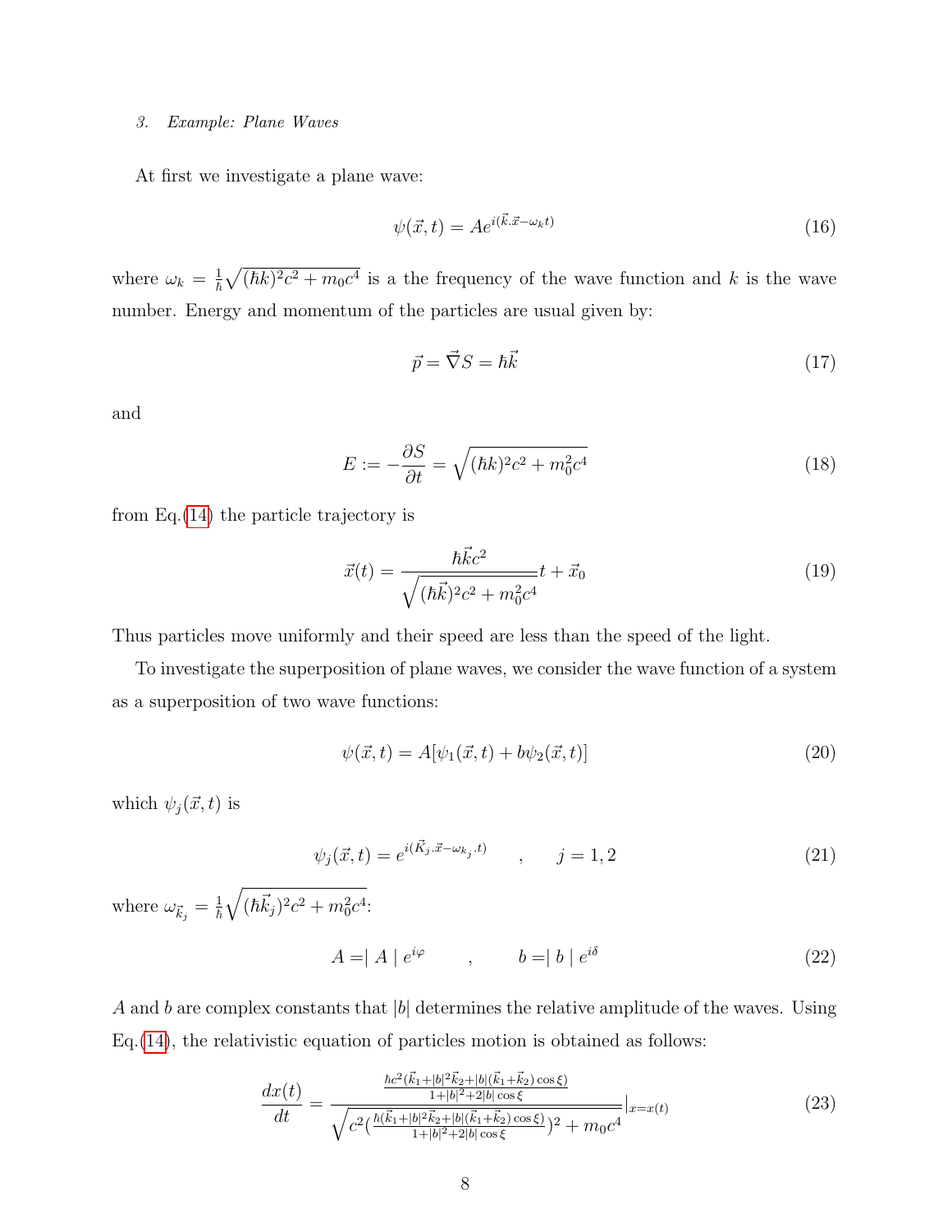### 3. Example: Plane Waves

At first we investigate a plane wave:

$$\psi(\vec{x},t) = Ae^{i(\vec{k}.\vec{x}-\omega_k t)} \tag{16}$$

where $\omega_k = \frac{1}{\hbar}\sqrt{(\hbar k)^2 c^2 + m_0 c^4}$ is a the frequency of the wave function and $k$ is the wave number. Energy and momentum of the particles are usual given by:

$$\vec{p} = \vec{\nabla} S = \hbar \vec{k} \tag{17}$$

and

$$E := -\frac{\partial S}{\partial t} = \sqrt{(\hbar k)^2 c^2 + m_0^2 c^4} \tag{18}$$

from Eq.(14) the particle trajectory is

$$\vec{x}(t) = \frac{\hbar \vec{k} c^2}{\sqrt{(\hbar \vec{k})^2 c^2 + m_0^2 c^4}} t + \vec{x}_0 \tag{19}$$

Thus particles move uniformly and their speed are less than the speed of the light.

To investigate the superposition of plane waves, we consider the wave function of a system as a superposition of two wave functions:

$$\psi(\vec{x},t) = A[\psi_1(\vec{x},t) + b\psi_2(\vec{x},t)] \tag{20}$$

which $\psi_j(\vec{x},t)$ is

$$\psi_j(\vec{x},t) = e^{i(\vec{K}_j.\vec{x}-\omega_{k_j}.t)} \qquad , \qquad j = 1,2 \tag{21}$$

where $\omega_{\vec{k}_j} = \frac{1}{\hbar}\sqrt{(\hbar \vec{k}_j)^2 c^2 + m_0^2 c^4}$:

$$A = \mid A \mid e^{i\varphi} \qquad , \qquad b = \mid b \mid e^{i\delta} \tag{22}$$

$A$ and $b$ are complex constants that $|b|$ determines the relative amplitude of the waves. Using Eq.(14), the relativistic equation of particles motion is obtained as follows:

$$\frac{dx(t)}{dt} = \frac{\frac{\hbar c^2(\vec{k}_1 + |b|^2 \vec{k}_2 + |b|(\vec{k}_1+\vec{k}_2)\cos\xi)}{1+|b|^2+2|b|\cos\xi}}{\sqrt{c^2\left(\frac{\hbar(\vec{k}_1+|b|^2\vec{k}_2+|b|(\vec{k}_1+\vec{k}_2)\cos\xi)}{1+|b|^2+2|b|\cos\xi}\right)^2 + m_0 c^4}}\Bigg|_{x=x(t)} \tag{23}$$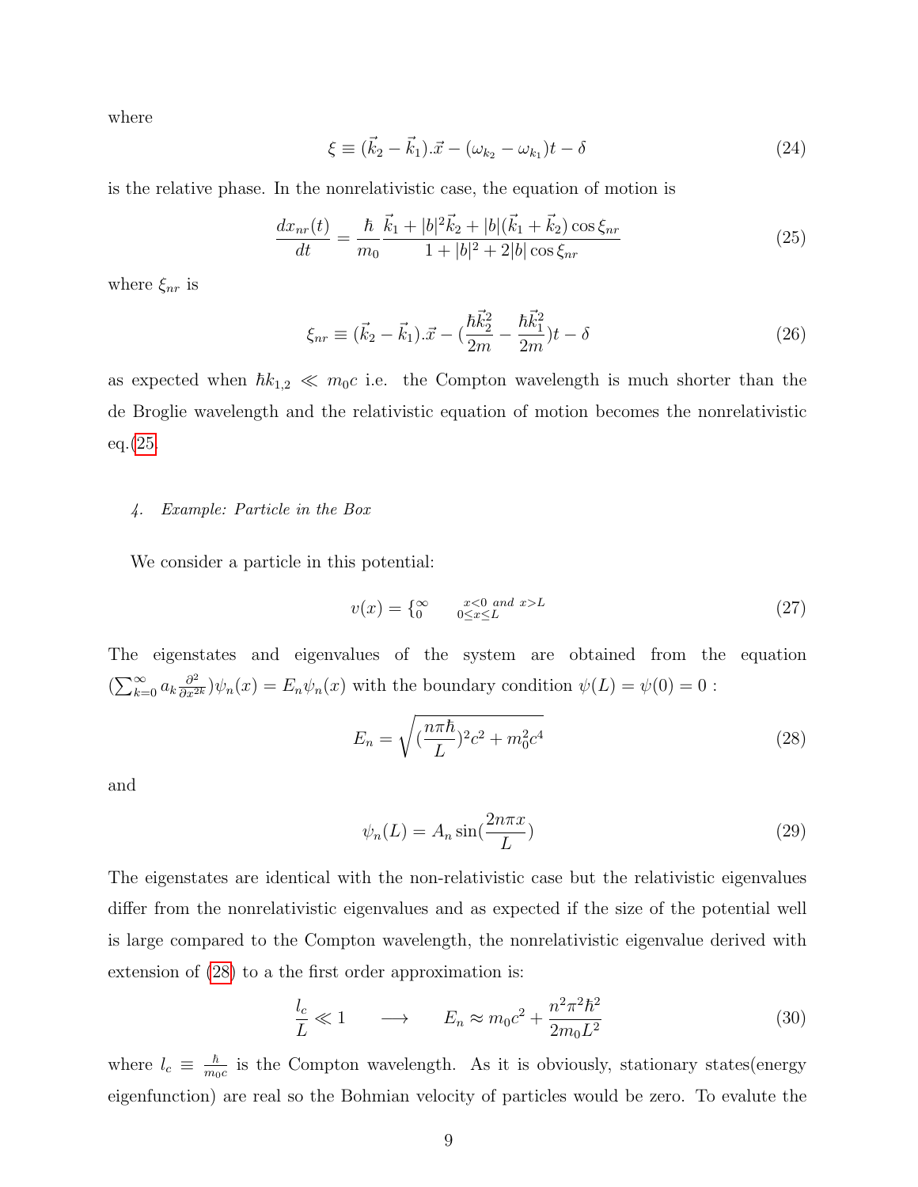where

$$\xi \equiv (\vec{k}_2 - \vec{k}_1).\vec{x} - (\omega_{k_2} - \omega_{k_1})t - \delta \tag{24}$$

is the relative phase. In the nonrelativistic case, the equation of motion is

$$\frac{dx_{nr}(t)}{dt} = \frac{\hbar}{m_0} \frac{\vec{k}_1 + |b|^2 \vec{k}_2 + |b|(\vec{k}_1 + \vec{k}_2)\cos\xi_{nr}}{1 + |b|^2 + 2|b|\cos\xi_{nr}} \tag{25}$$

where $\xi_{nr}$ is

$$\xi_{nr} \equiv (\vec{k}_2 - \vec{k}_1).\vec{x} - (\frac{\hbar \vec{k}_2^2}{2m} - \frac{\hbar \vec{k}_1^2}{2m})t - \delta \tag{26}$$

as expected when $\hbar k_{1,2} \ll m_0 c$ i.e. the Compton wavelength is much shorter than the de Broglie wavelength and the relativistic equation of motion becomes the nonrelativistic eq.(25.

#### 4. Example: Particle in the Box

We consider a particle in this potential:

$$v(x) = \{ {}^{\infty}_{0} \quad {}^{x<0 \ and \ x>L}_{0 \leq x \leq L} \tag{27}$$

The eigenstates and eigenvalues of the system are obtained from the equation $(\sum_{k=0}^{\infty} a_k \frac{\partial^2}{\partial x^{2k}})\psi_n(x) = E_n \psi_n(x)$ with the boundary condition $\psi(L) = \psi(0) = 0$ :

$$E_n = \sqrt{(\frac{n\pi\hbar}{L})^2 c^2 + m_0^2 c^4} \tag{28}$$

and

$$\psi_n(L) = A_n \sin(\frac{2n\pi x}{L}) \tag{29}$$

The eigenstates are identical with the non-relativistic case but the relativistic eigenvalues differ from the nonrelativistic eigenvalues and as expected if the size of the potential well is large compared to the Compton wavelength, the nonrelativistic eigenvalue derived with extension of (28) to a the first order approximation is:

$$\frac{l_c}{L} \ll 1 \qquad \longrightarrow \qquad E_n \approx m_0 c^2 + \frac{n^2 \pi^2 \hbar^2}{2 m_0 L^2} \tag{30}$$

where $l_c \equiv \frac{\hbar}{m_0 c}$ is the Compton wavelength. As it is obviously, stationary states(energy eigenfunction) are real so the Bohmian velocity of particles would be zero. To evalute the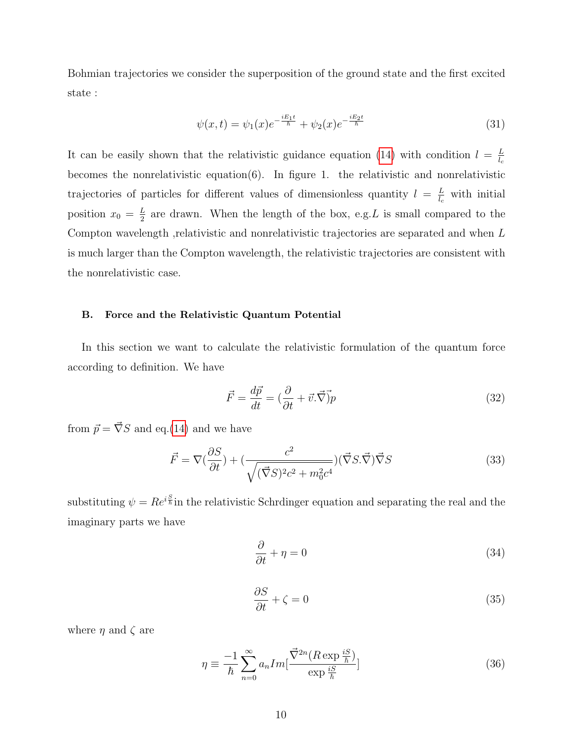Bohmian trajectories we consider the superposition of the ground state and the first excited state :

$$\psi(x,t) = \psi_1(x)e^{-\frac{iE_1 t}{\hbar}} + \psi_2(x)e^{-\frac{iE_2 t}{\hbar}} \tag{31}$$

It can be easily shown that the relativistic guidance equation (14) with condition $l = \frac{L}{l_c}$ becomes the nonrelativistic equation(6). In figure 1. the relativistic and nonrelativistic trajectories of particles for different values of dimensionless quantity $l = \frac{L}{l_c}$ with initial position $x_0 = \frac{L}{2}$ are drawn. When the length of the box, e.g.$L$ is small compared to the Compton wavelength ,relativistic and nonrelativistic trajectories are separated and when $L$ is much larger than the Compton wavelength, the relativistic trajectories are consistent with the nonrelativistic case.

### B. Force and the Relativistic Quantum Potential

In this section we want to calculate the relativistic formulation of the quantum force according to definition. We have

$$\vec{F} = \frac{d\vec{p}}{dt} = (\frac{\partial}{\partial t} + \vec{v}.\vec{\nabla})\vec{p} \tag{32}$$

from $\vec{p} = \vec{\nabla}S$ and eq.(14) and we have

$$\vec{F} = \nabla(\frac{\partial S}{\partial t}) + (\frac{c^2}{\sqrt{(\vec{\nabla}S)^2 c^2 + m_0^2 c^4}})(\vec{\nabla}S.\vec{\nabla})\vec{\nabla}S \tag{33}$$

substituting $\psi = Re^{i\frac{S}{\hbar}}$in the relativistic Schrdinger equation and separating the real and the imaginary parts we have

$$\frac{\partial}{\partial t} + \eta = 0 \tag{34}$$

$$\frac{\partial S}{\partial t} + \zeta = 0 \tag{35}$$

where $\eta$ and $\zeta$ are

$$\eta \equiv \frac{-1}{\hbar}\sum_{n=0}^{\infty} a_n Im[\frac{\vec{\nabla}^{2n}(R\exp\frac{iS}{\hbar})}{\exp\frac{iS}{\hbar}}] \tag{36}$$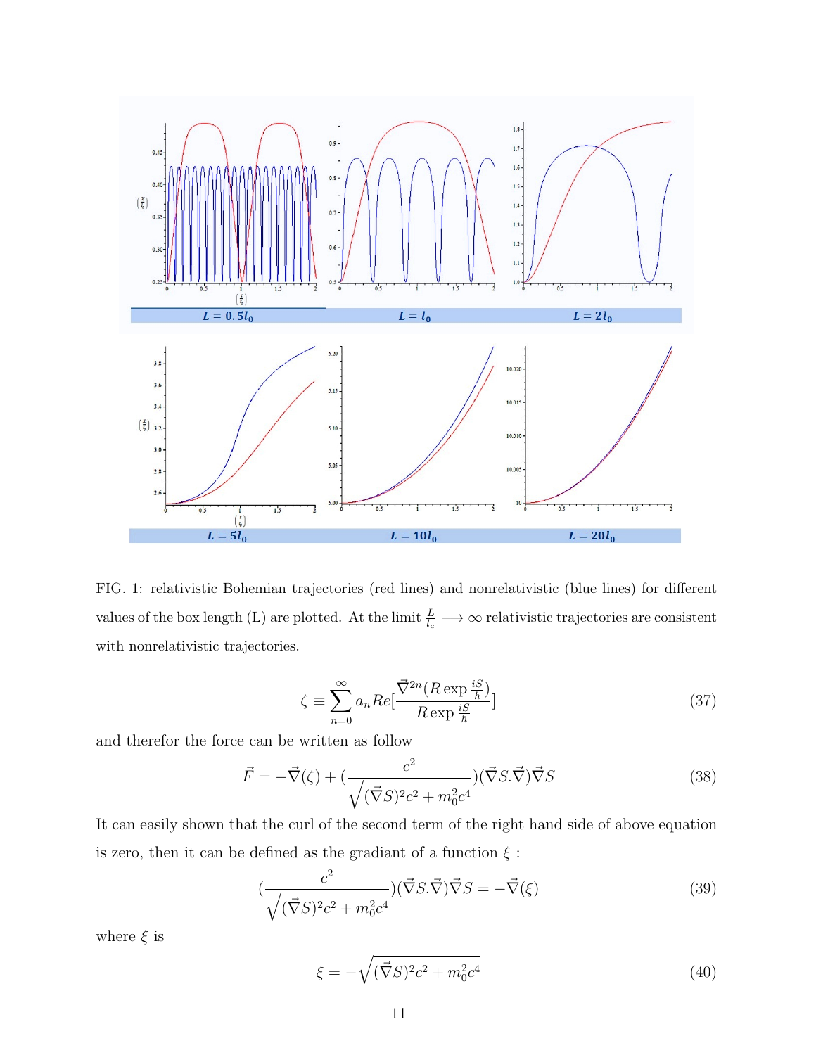FIG. 1: relativistic Bohemian trajectories (red lines) and nonrelativistic (blue lines) for different values of the box length (L) are plotted. At the limit $\frac{L}{l_c} \longrightarrow \infty$ relativistic trajectories are consistent with nonrelativistic trajectories.

$$\zeta \equiv \sum_{n=0}^{\infty} a_n Re[\frac{\vec{\nabla}^{2n}(R \exp \frac{iS}{\hbar})}{R \exp \frac{iS}{\hbar}}] \tag{37}$$

and therefor the force can be written as follow

$$\vec{F} = -\vec{\nabla}(\zeta) + (\frac{c^2}{\sqrt{(\vec{\nabla}S)^2 c^2 + m_0^2 c^4}})(\vec{\nabla}S.\vec{\nabla})\vec{\nabla}S \tag{38}$$

It can easily shown that the curl of the second term of the right hand side of above equation is zero, then it can be defined as the gradiant of a function $\xi$ :

$$(\frac{c^2}{\sqrt{(\vec{\nabla}S)^2 c^2 + m_0^2 c^4}})(\vec{\nabla}S.\vec{\nabla})\vec{\nabla}S = -\vec{\nabla}(\xi) \tag{39}$$

where $\xi$ is

$$\xi = -\sqrt{(\vec{\nabla}S)^2 c^2 + m_0^2 c^4} \tag{40}$$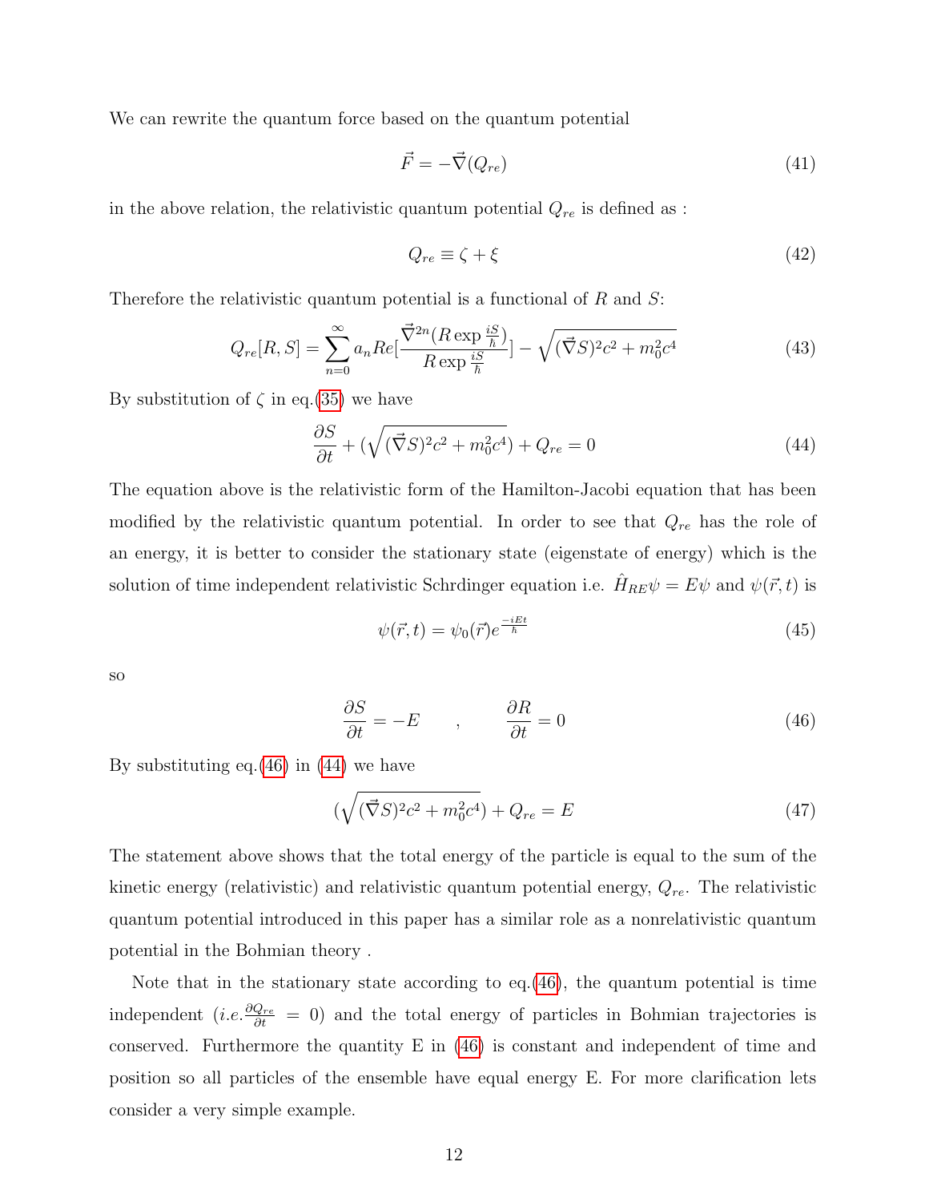We can rewrite the quantum force based on the quantum potential

$$\vec{F} = -\vec{\nabla}(Q_{re}) \tag{41}$$

in the above relation, the relativistic quantum potential $Q_{re}$ is defined as :

$$Q_{re} \equiv \zeta + \xi \tag{42}$$

Therefore the relativistic quantum potential is a functional of $R$ and $S$:

$$Q_{re}[R,S] = \sum_{n=0}^{\infty} a_n Re[\frac{\vec{\nabla}^{2n}(R\exp\frac{iS}{\hbar})}{R\exp\frac{iS}{\hbar}}] - \sqrt{(\vec{\nabla}S)^2c^2 + m_0^2c^4} \tag{43}$$

By substitution of $\zeta$ in eq.(35) we have

$$\frac{\partial S}{\partial t} + (\sqrt{(\vec{\nabla}S)^2c^2 + m_0^2c^4}) + Q_{re} = 0 \tag{44}$$

The equation above is the relativistic form of the Hamilton-Jacobi equation that has been modified by the relativistic quantum potential. In order to see that $Q_{re}$ has the role of an energy, it is better to consider the stationary state (eigenstate of energy) which is the solution of time independent relativistic Schrdinger equation i.e. $\hat{H}_{RE}\psi = E\psi$ and $\psi(\vec{r},t)$ is

$$\psi(\vec{r},t) = \psi_0(\vec{r})e^{\frac{-iEt}{\hbar}} \tag{45}$$

so

$$\frac{\partial S}{\partial t} = -E \qquad , \qquad \frac{\partial R}{\partial t} = 0 \tag{46}$$

By substituting eq.(46) in (44) we have

$$(\sqrt{(\vec{\nabla}S)^2c^2 + m_0^2c^4}) + Q_{re} = E \tag{47}$$

The statement above shows that the total energy of the particle is equal to the sum of the kinetic energy (relativistic) and relativistic quantum potential energy, $Q_{re}$. The relativistic quantum potential introduced in this paper has a similar role as a nonrelativistic quantum potential in the Bohmian theory .

Note that in the stationary state according to eq.(46), the quantum potential is time independent ($i.e. \frac{\partial Q_{re}}{\partial t} = 0$) and the total energy of particles in Bohmian trajectories is conserved. Furthermore the quantity E in (46) is constant and independent of time and position so all particles of the ensemble have equal energy E. For more clarification lets consider a very simple example.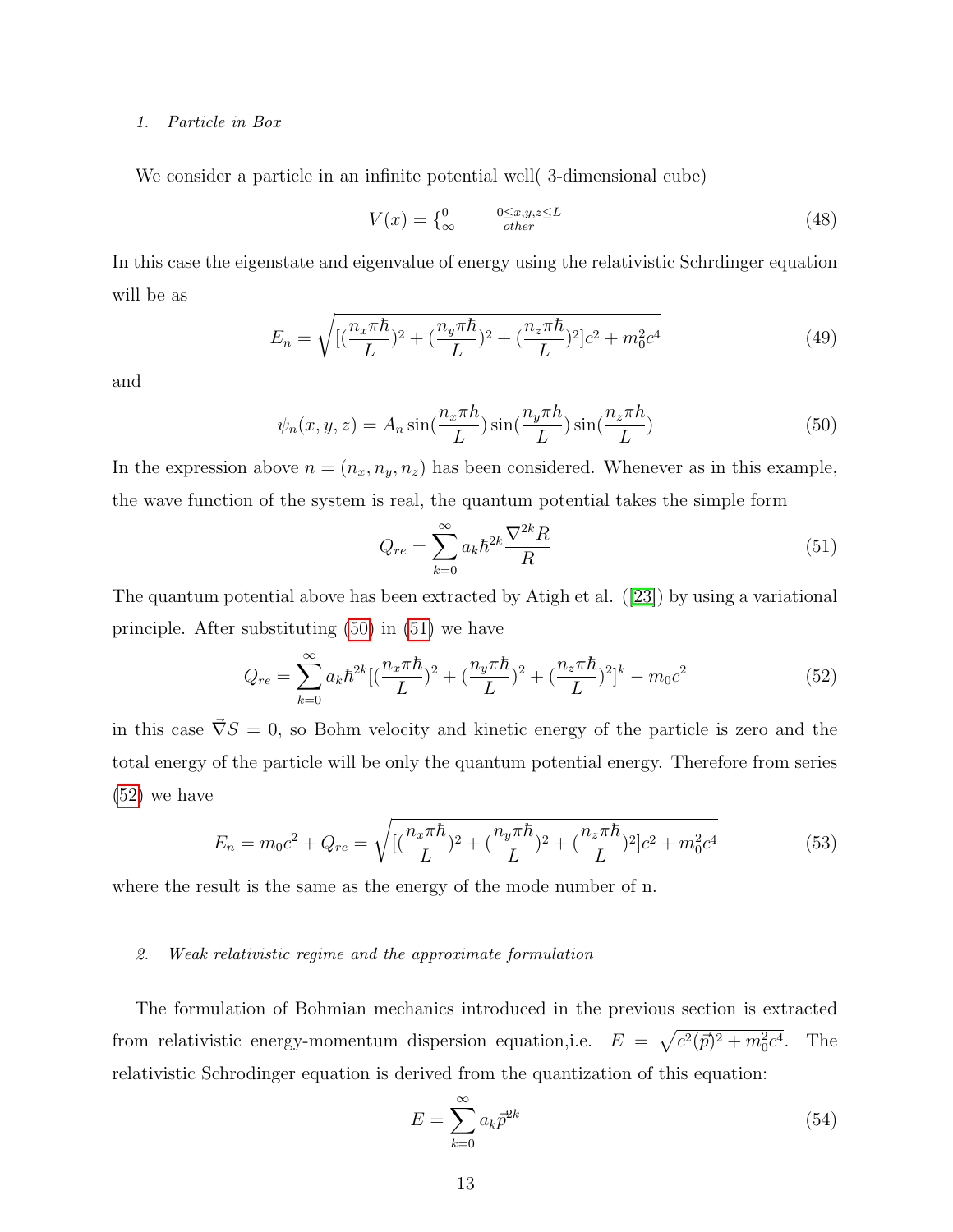### 1. Particle in Box

We consider a particle in an infinite potential well( 3-dimensional cube)

$$V(x) = \{^{0}_{\infty} \qquad ^{0\leq x,y,z\leq L}_{other} \tag{48}$$

In this case the eigenstate and eigenvalue of energy using the relativistic Schrdinger equation will be as

$$E_n = \sqrt{[(\frac{n_x\pi\hbar}{L})^2 + (\frac{n_y\pi\hbar}{L})^2 + (\frac{n_z\pi\hbar}{L})^2]c^2 + m_0^2c^4} \tag{49}$$

and

$$\psi_n(x,y,z) = A_n \sin(\frac{n_x\pi\hbar}{L})\sin(\frac{n_y\pi\hbar}{L})\sin(\frac{n_z\pi\hbar}{L}) \tag{50}$$

In the expression above $n = (n_x, n_y, n_z)$ has been considered. Whenever as in this example, the wave function of the system is real, the quantum potential takes the simple form

$$Q_{re} = \sum_{k=0}^{\infty} a_k \hbar^{2k} \frac{\nabla^{2k} R}{R} \tag{51}$$

The quantum potential above has been extracted by Atigh et al. ([23]) by using a variational principle. After substituting (50) in (51) we have

$$Q_{re} = \sum_{k=0}^{\infty} a_k \hbar^{2k} [(\frac{n_x\pi\hbar}{L})^2 + (\frac{n_y\pi\hbar}{L})^2 + (\frac{n_z\pi\hbar}{L})^2]^k - m_0c^2 \tag{52}$$

in this case $\vec{\nabla} S = 0$, so Bohm velocity and kinetic energy of the particle is zero and the total energy of the particle will be only the quantum potential energy. Therefore from series (52) we have

$$E_n = m_0c^2 + Q_{re} = \sqrt{[(\frac{n_x\pi\hbar}{L})^2 + (\frac{n_y\pi\hbar}{L})^2 + (\frac{n_z\pi\hbar}{L})^2]c^2 + m_0^2c^4} \tag{53}$$

where the result is the same as the energy of the mode number of n.

### 2. Weak relativistic regime and the approximate formulation

The formulation of Bohmian mechanics introduced in the previous section is extracted from relativistic energy-momentum dispersion equation,i.e. $E = \sqrt{c^2(\vec{p})^2 + m_0^2c^4}$. The relativistic Schrodinger equation is derived from the quantization of this equation:

$$E = \sum_{k=0}^{\infty} a_k \vec{p}^{2k} \tag{54}$$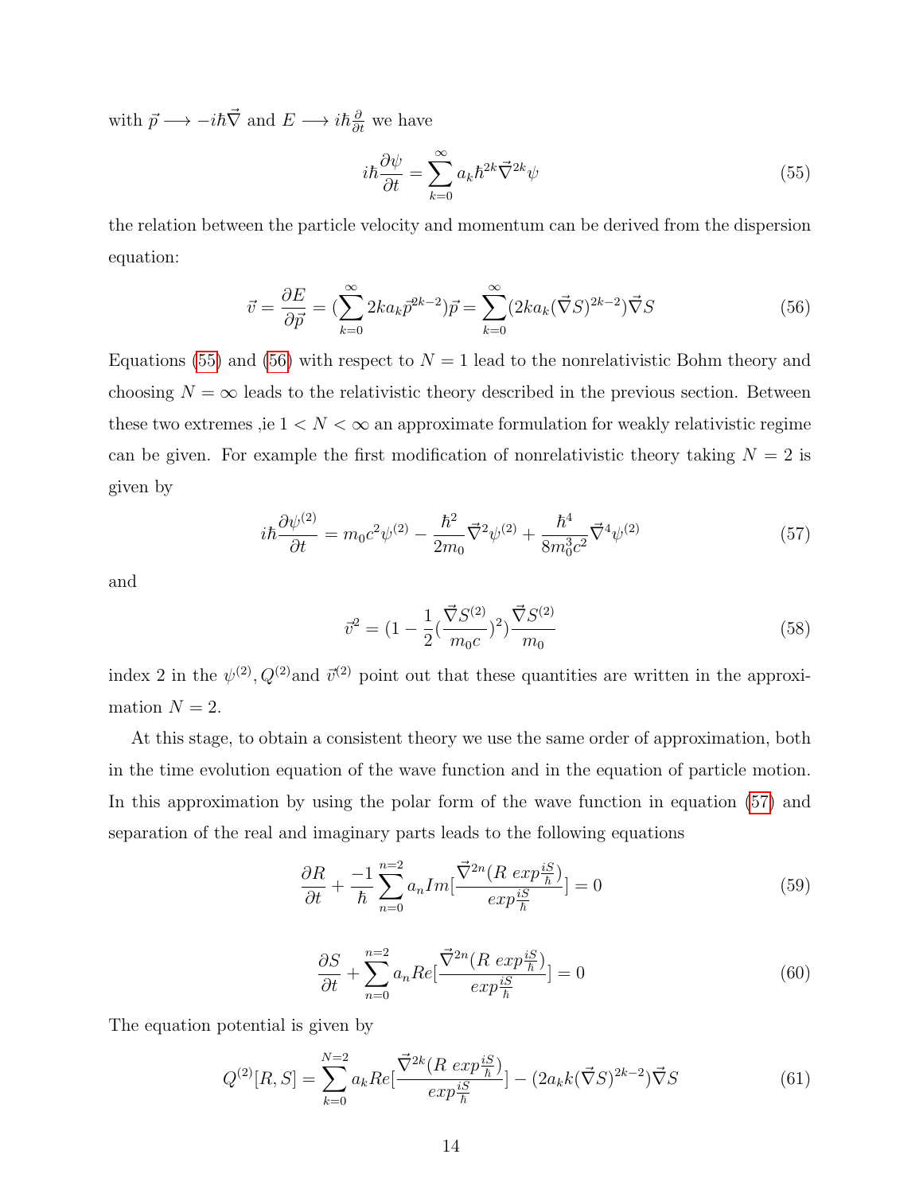with $\vec{p} \longrightarrow -i\hbar\vec{\nabla}$ and $E \longrightarrow i\hbar\frac{\partial}{\partial t}$ we have

$$i\hbar\frac{\partial\psi}{\partial t} = \sum_{k=0}^{\infty} a_k \hbar^{2k} \vec{\nabla}^{2k}\psi \tag{55}$$

the relation between the particle velocity and momentum can be derived from the dispersion equation:

$$\vec{v} = \frac{\partial E}{\partial \vec{p}} = (\sum_{k=0}^{\infty} 2ka_k \vec{p}^{2k-2})\vec{p} = \sum_{k=0}^{\infty}(2ka_k(\vec{\nabla}S)^{2k-2})\vec{\nabla}S \tag{56}$$

Equations (55) and (56) with respect to $N = 1$ lead to the nonrelativistic Bohm theory and choosing $N = \infty$ leads to the relativistic theory described in the previous section. Between these two extremes ,ie $1 < N < \infty$ an approximate formulation for weakly relativistic regime can be given. For example the first modification of nonrelativistic theory taking $N = 2$ is given by

$$i\hbar\frac{\partial\psi^{(2)}}{\partial t} = m_0c^2\psi^{(2)} - \frac{\hbar^2}{2m_0}\vec{\nabla}^2\psi^{(2)} + \frac{\hbar^4}{8m_0^3c^2}\vec{\nabla}^4\psi^{(2)} \tag{57}$$

and

$$\vec{v}^2 = (1 - \frac{1}{2}(\frac{\vec{\nabla}S^{(2)}}{m_0c})^2)\frac{\vec{\nabla}S^{(2)}}{m_0} \tag{58}$$

index 2 in the $\psi^{(2)}, Q^{(2)}$and $\vec{v}^{(2)}$ point out that these quantities are written in the approximation $N = 2$.

At this stage, to obtain a consistent theory we use the same order of approximation, both in the time evolution equation of the wave function and in the equation of particle motion. In this approximation by using the polar form of the wave function in equation (57) and separation of the real and imaginary parts leads to the following equations

$$\frac{\partial R}{\partial t} + \frac{-1}{\hbar}\sum_{n=0}^{n=2} a_n Im[\frac{\vec{\nabla}^{2n}(R\ exp\frac{iS}{\hbar})}{exp\frac{iS}{\hbar}}] = 0 \tag{59}$$

$$\frac{\partial S}{\partial t} + \sum_{n=0}^{n=2} a_n Re[\frac{\vec{\nabla}^{2n}(R\ exp\frac{iS}{\hbar})}{exp\frac{iS}{\hbar}}] = 0 \tag{60}$$

The equation potential is given by

$$Q^{(2)}[R,S] = \sum_{k=0}^{N=2} a_k Re[\frac{\vec{\nabla}^{2k}(R\ exp\frac{iS}{\hbar})}{exp\frac{iS}{\hbar}}] - (2a_k k(\vec{\nabla}S)^{2k-2})\vec{\nabla}S \tag{61}$$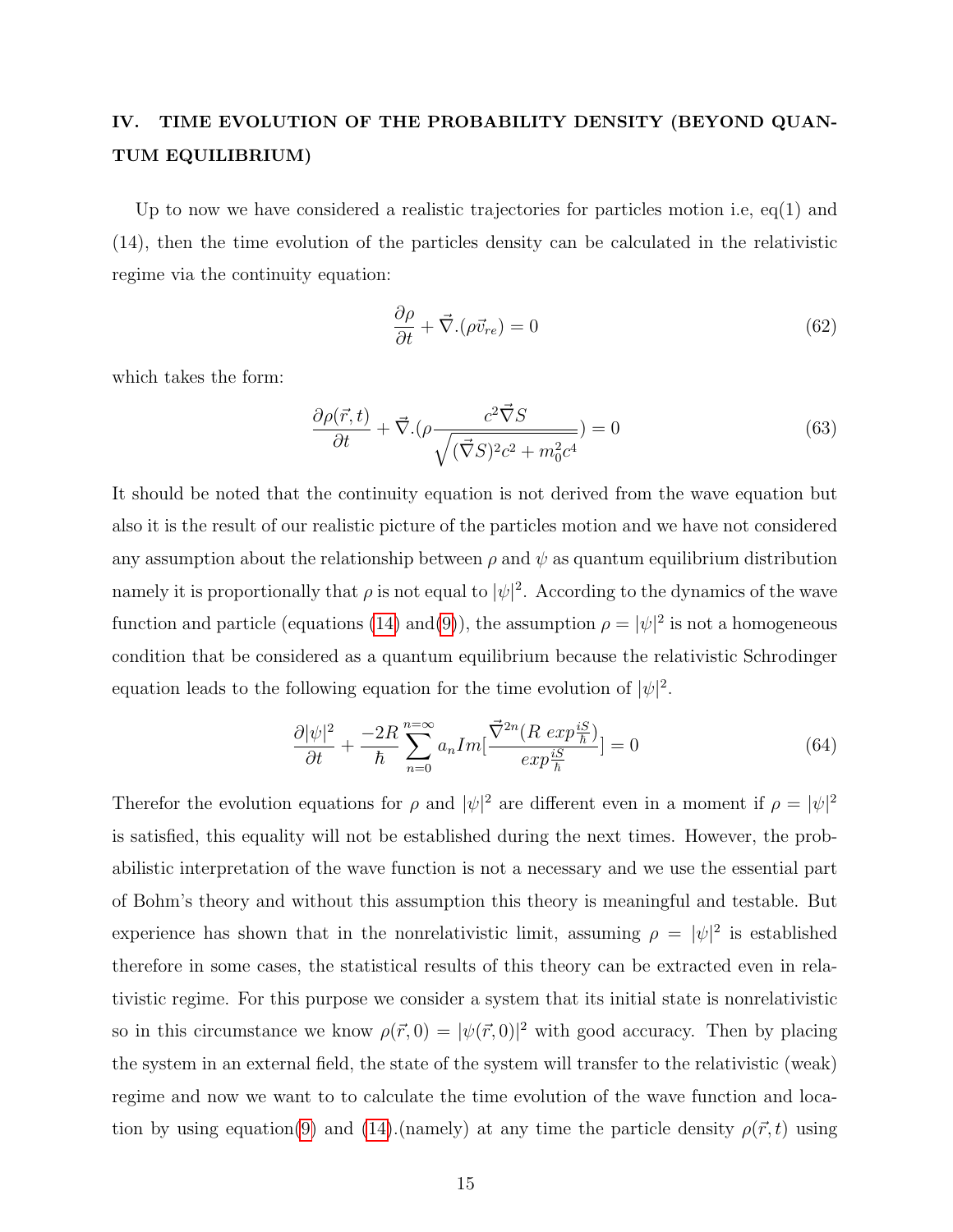## IV. TIME EVOLUTION OF THE PROBABILITY DENSITY (BEYOND QUANTUM EQUILIBRIUM)

Up to now we have considered a realistic trajectories for particles motion i.e, eq(1) and (14), then the time evolution of the particles density can be calculated in the relativistic regime via the continuity equation:

$$\frac{\partial \rho}{\partial t} + \vec{\nabla}.(\rho \vec{v}_{re}) = 0 \tag{62}$$

which takes the form:

$$\frac{\partial \rho(\vec{r}, t)}{\partial t} + \vec{\nabla}.(\rho \frac{c^2 \vec{\nabla} S}{\sqrt{(\vec{\nabla} S)^2 c^2 + m_0^2 c^4}}) = 0 \tag{63}$$

It should be noted that the continuity equation is not derived from the wave equation but also it is the result of our realistic picture of the particles motion and we have not considered any assumption about the relationship between $\rho$ and $\psi$ as quantum equilibrium distribution namely it is proportionally that $\rho$ is not equal to $|\psi|^2$. According to the dynamics of the wave function and particle (equations (14) and(9)), the assumption $\rho = |\psi|^2$ is not a homogeneous condition that be considered as a quantum equilibrium because the relativistic Schrodinger equation leads to the following equation for the time evolution of $|\psi|^2$.

$$\frac{\partial |\psi|^2}{\partial t} + \frac{-2R}{\hbar} \sum_{n=0}^{n=\infty} a_n Im[\frac{\vec{\nabla}^{2n}(R\ exp\frac{iS}{\hbar})}{exp\frac{iS}{\hbar}}] = 0 \tag{64}$$

Therefor the evolution equations for $\rho$ and $|\psi|^2$ are different even in a moment if $\rho = |\psi|^2$ is satisfied, this equality will not be established during the next times. However, the probabilistic interpretation of the wave function is not a necessary and we use the essential part of Bohm's theory and without this assumption this theory is meaningful and testable. But experience has shown that in the nonrelativistic limit, assuming $\rho = |\psi|^2$ is established therefore in some cases, the statistical results of this theory can be extracted even in relativistic regime. For this purpose we consider a system that its initial state is nonrelativistic so in this circumstance we know $\rho(\vec{r}, 0) = |\psi(\vec{r}, 0)|^2$ with good accuracy. Then by placing the system in an external field, the state of the system will transfer to the relativistic (weak) regime and now we want to to calculate the time evolution of the wave function and location by using equation(9) and (14).(namely) at any time the particle density $\rho(\vec{r}, t)$ using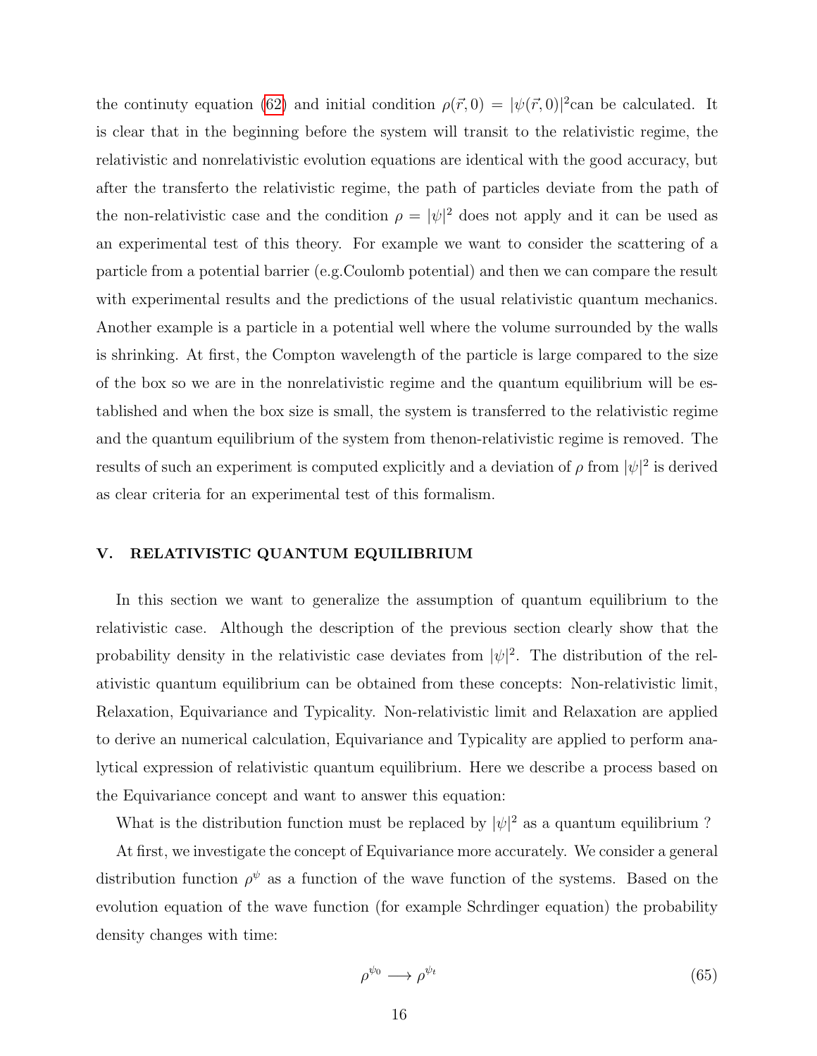the continuty equation (62) and initial condition $\rho(\vec{r},0) = |\psi(\vec{r},0)|^2$can be calculated. It is clear that in the beginning before the system will transit to the relativistic regime, the relativistic and nonrelativistic evolution equations are identical with the good accuracy, but after the transferto the relativistic regime, the path of particles deviate from the path of the non-relativistic case and the condition $\rho = |\psi|^2$ does not apply and it can be used as an experimental test of this theory. For example we want to consider the scattering of a particle from a potential barrier (e.g.Coulomb potential) and then we can compare the result with experimental results and the predictions of the usual relativistic quantum mechanics. Another example is a particle in a potential well where the volume surrounded by the walls is shrinking. At first, the Compton wavelength of the particle is large compared to the size of the box so we are in the nonrelativistic regime and the quantum equilibrium will be established and when the box size is small, the system is transferred to the relativistic regime and the quantum equilibrium of the system from thenon-relativistic regime is removed. The results of such an experiment is computed explicitly and a deviation of $\rho$ from $|\psi|^2$ is derived as clear criteria for an experimental test of this formalism.

## V. RELATIVISTIC QUANTUM EQUILIBRIUM

In this section we want to generalize the assumption of quantum equilibrium to the relativistic case. Although the description of the previous section clearly show that the probability density in the relativistic case deviates from $|\psi|^2$. The distribution of the relativistic quantum equilibrium can be obtained from these concepts: Non-relativistic limit, Relaxation, Equivariance and Typicality. Non-relativistic limit and Relaxation are applied to derive an numerical calculation, Equivariance and Typicality are applied to perform analytical expression of relativistic quantum equilibrium. Here we describe a process based on the Equivariance concept and want to answer this equation:

What is the distribution function must be replaced by $|\psi|^2$ as a quantum equilibrium ?

At first, we investigate the concept of Equivariance more accurately. We consider a general distribution function $\rho^\psi$ as a function of the wave function of the systems. Based on the evolution equation of the wave function (for example Schrdinger equation) the probability density changes with time:

$$\rho^{\psi_0} \longrightarrow \rho^{\psi_t} \tag{65}$$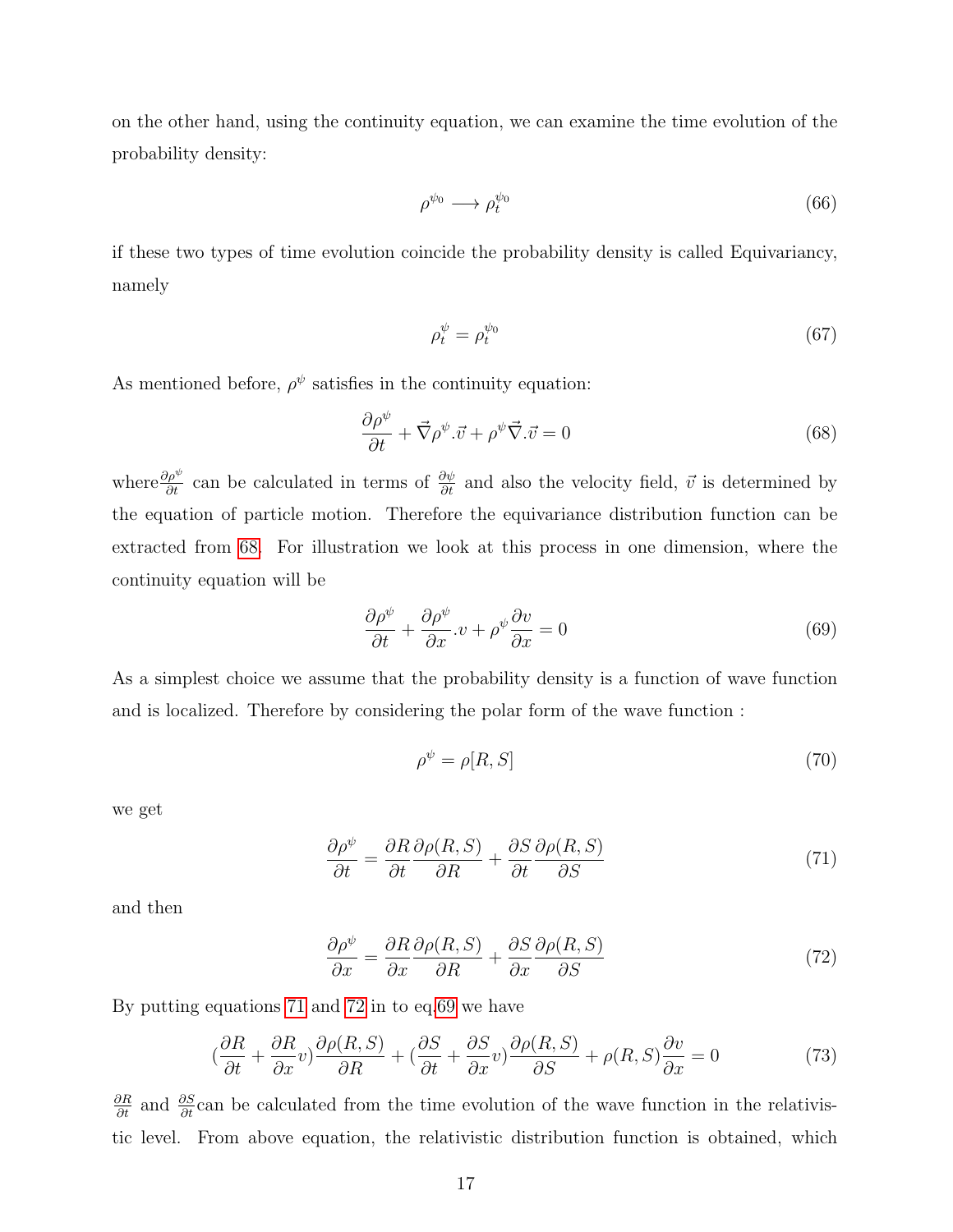on the other hand, using the continuity equation, we can examine the time evolution of the probability density:

$$\rho^{\psi_0} \longrightarrow \rho_t^{\psi_0} \tag{66}$$

if these two types of time evolution coincide the probability density is called Equivariancy, namely

$$\rho_t^{\psi} = \rho_t^{\psi_0} \tag{67}$$

As mentioned before, $\rho^{\psi}$ satisfies in the continuity equation:

$$\frac{\partial \rho^{\psi}}{\partial t} + \vec{\nabla}\rho^{\psi}.\vec{v} + \rho^{\psi}\vec{\nabla}.\vec{v} = 0 \tag{68}$$

where$\frac{\partial \rho^{\psi}}{\partial t}$ can be calculated in terms of $\frac{\partial \psi}{\partial t}$ and also the velocity field, $\vec{v}$ is determined by the equation of particle motion. Therefore the equivariance distribution function can be extracted from 68. For illustration we look at this process in one dimension, where the continuity equation will be

$$\frac{\partial \rho^{\psi}}{\partial t} + \frac{\partial \rho^{\psi}}{\partial x}.v + \rho^{\psi}\frac{\partial v}{\partial x} = 0 \tag{69}$$

As a simplest choice we assume that the probability density is a function of wave function and is localized. Therefore by considering the polar form of the wave function :

$$\rho^{\psi} = \rho[R, S] \tag{70}$$

we get

$$\frac{\partial \rho^{\psi}}{\partial t} = \frac{\partial R}{\partial t}\frac{\partial \rho(R,S)}{\partial R} + \frac{\partial S}{\partial t}\frac{\partial \rho(R,S)}{\partial S} \tag{71}$$

and then

$$\frac{\partial \rho^{\psi}}{\partial x} = \frac{\partial R}{\partial x}\frac{\partial \rho(R,S)}{\partial R} + \frac{\partial S}{\partial x}\frac{\partial \rho(R,S)}{\partial S} \tag{72}$$

By putting equations 71 and 72 in to eq.69 we have

$$(\frac{\partial R}{\partial t} + \frac{\partial R}{\partial x}v)\frac{\partial \rho(R,S)}{\partial R} + (\frac{\partial S}{\partial t} + \frac{\partial S}{\partial x}v)\frac{\partial \rho(R,S)}{\partial S} + \rho(R,S)\frac{\partial v}{\partial x} = 0 \tag{73}$$

$\frac{\partial R}{\partial t}$ and $\frac{\partial S}{\partial t}$can be calculated from the time evolution of the wave function in the relativistic level. From above equation, the relativistic distribution function is obtained, which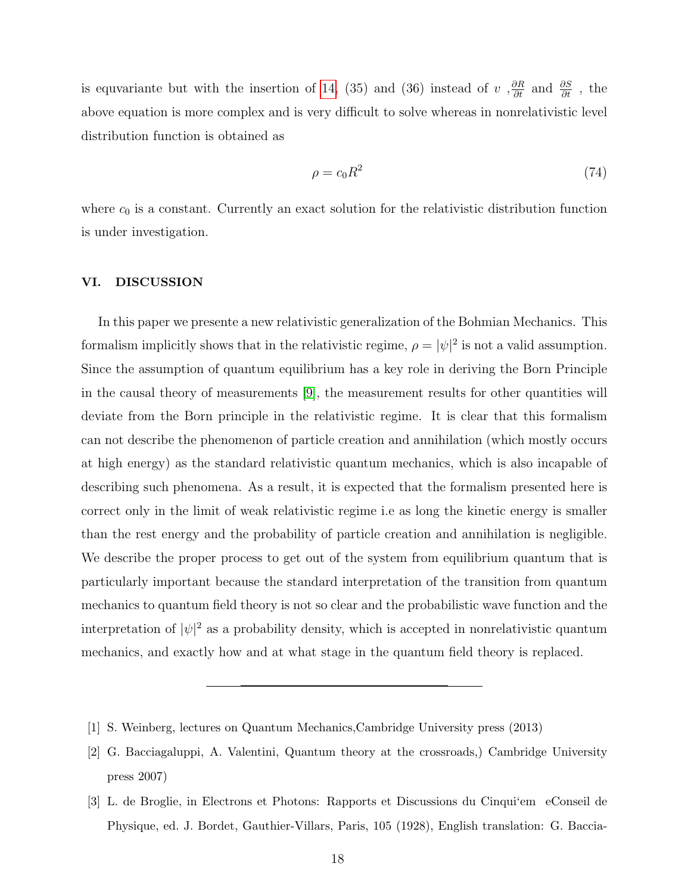is equvariante but with the insertion of 14, (35) and (36) instead of $v$ ,$\frac{\partial R}{\partial t}$ and $\frac{\partial S}{\partial t}$ , the above equation is more complex and is very difficult to solve whereas in nonrelativistic level distribution function is obtained as

$$\rho = c_0 R^2 \tag{74}$$

where $c_0$ is a constant. Currently an exact solution for the relativistic distribution function is under investigation.

## VI. DISCUSSION

In this paper we presente a new relativistic generalization of the Bohmian Mechanics. This formalism implicitly shows that in the relativistic regime, $\rho = |\psi|^2$ is not a valid assumption. Since the assumption of quantum equilibrium has a key role in deriving the Born Principle in the causal theory of measurements [9], the measurement results for other quantities will deviate from the Born principle in the relativistic regime. It is clear that this formalism can not describe the phenomenon of particle creation and annihilation (which mostly occurs at high energy) as the standard relativistic quantum mechanics, which is also incapable of describing such phenomena. As a result, it is expected that the formalism presented here is correct only in the limit of weak relativistic regime i.e as long the kinetic energy is smaller than the rest energy and the probability of particle creation and annihilation is negligible. We describe the proper process to get out of the system from equilibrium quantum that is particularly important because the standard interpretation of the transition from quantum mechanics to quantum field theory is not so clear and the probabilistic wave function and the interpretation of $|\psi|^2$ as a probability density, which is accepted in nonrelativistic quantum mechanics, and exactly how and at what stage in the quantum field theory is replaced.

---

[1] S. Weinberg, lectures on Quantum Mechanics,Cambridge University press (2013)

[2] G. Bacciagaluppi, A. Valentini, Quantum theory at the crossroads,) Cambridge University press 2007)

[3] L. de Broglie, in Electrons et Photons: Rapports et Discussions du Cinqui'em eConseil de Physique, ed. J. Bordet, Gauthier-Villars, Paris, 105 (1928), English translation: G. Baccia-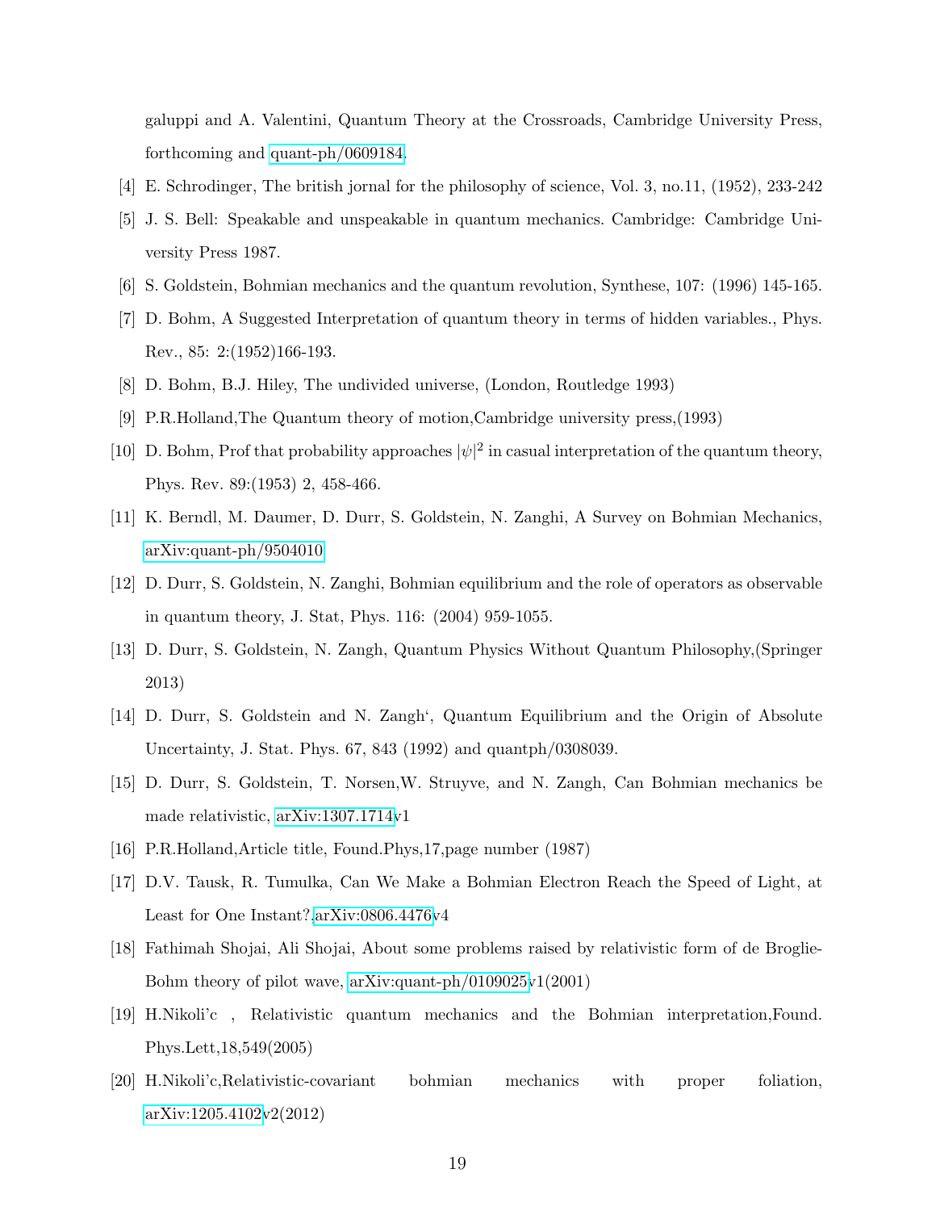galuppi and A. Valentini, Quantum Theory at the Crossroads, Cambridge University Press, forthcoming and quant-ph/0609184.

[4] E. Schrodinger, The british jornal for the philosophy of science, Vol. 3, no.11, (1952), 233-242

[5] J. S. Bell: Speakable and unspeakable in quantum mechanics. Cambridge: Cambridge University Press 1987.

[6] S. Goldstein, Bohmian mechanics and the quantum revolution, Synthese, 107: (1996) 145-165.

[7] D. Bohm, A Suggested Interpretation of quantum theory in terms of hidden variables., Phys. Rev., 85: 2:(1952)166-193.

[8] D. Bohm, B.J. Hiley, The undivided universe, (London, Routledge 1993)

[9] P.R.Holland,The Quantum theory of motion,Cambridge university press,(1993)

[10] D. Bohm, Prof that probability approaches $|\psi|^2$ in casual interpretation of the quantum theory, Phys. Rev. 89:(1953) 2, 458-466.

[11] K. Berndl, M. Daumer, D. Durr, S. Goldstein, N. Zanghi, A Survey on Bohmian Mechanics, arXiv:quant-ph/9504010

[12] D. Durr, S. Goldstein, N. Zanghi, Bohmian equilibrium and the role of operators as observable in quantum theory, J. Stat, Phys. 116: (2004) 959-1055.

[13] D. Durr, S. Goldstein, N. Zangh, Quantum Physics Without Quantum Philosophy,(Springer 2013)

[14] D. Durr, S. Goldstein and N. Zangh', Quantum Equilibrium and the Origin of Absolute Uncertainty, J. Stat. Phys. 67, 843 (1992) and quantph/0308039.

[15] D. Durr, S. Goldstein, T. Norsen,W. Struyve, and N. Zangh, Can Bohmian mechanics be made relativistic, arXiv:1307.1714v1

[16] P.R.Holland,Article title, Found.Phys,17,page number (1987)

[17] D.V. Tausk, R. Tumulka, Can We Make a Bohmian Electron Reach the Speed of Light, at Least for One Instant?.arXiv:0806.4476v4

[18] Fathimah Shojai, Ali Shojai, About some problems raised by relativistic form of de Broglie-Bohm theory of pilot wave, arXiv:quant-ph/0109025v1(2001)

[19] H.Nikoli'c , Relativistic quantum mechanics and the Bohmian interpretation,Found. Phys.Lett,18,549(2005)

[20] H.Nikoli'c,Relativistic-covariant bohmian mechanics with proper foliation, arXiv:1205.4102v2(2012)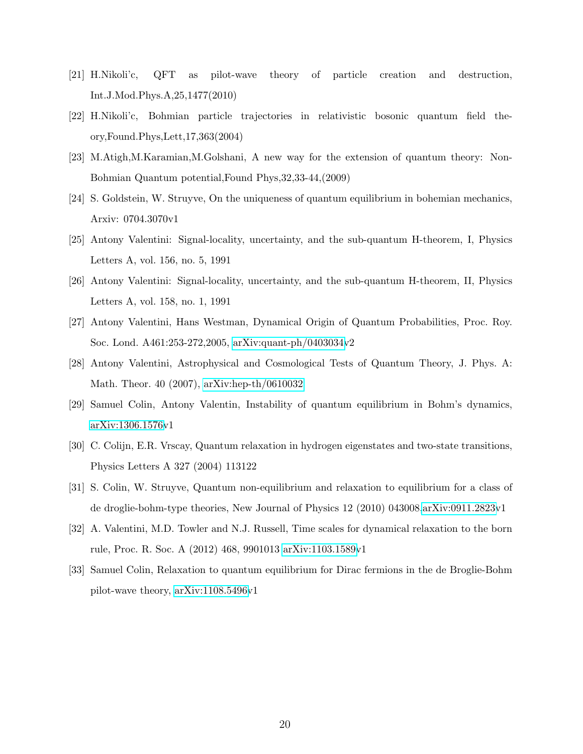[21] H.Nikoli'c, QFT as pilot-wave theory of particle creation and destruction, Int.J.Mod.Phys.A,25,1477(2010)

[22] H.Nikoli'c, Bohmian particle trajectories in relativistic bosonic quantum field theory,Found.Phys,Lett,17,363(2004)

[23] M.Atigh,M.Karamian,M.Golshani, A new way for the extension of quantum theory: Non-Bohmian Quantum potential,Found Phys,32,33-44,(2009)

[24] S. Goldstein, W. Struyve, On the uniqueness of quantum equilibrium in bohemian mechanics, Arxiv: 0704.3070v1

[25] Antony Valentini: Signal-locality, uncertainty, and the sub-quantum H-theorem, I, Physics Letters A, vol. 156, no. 5, 1991

[26] Antony Valentini: Signal-locality, uncertainty, and the sub-quantum H-theorem, II, Physics Letters A, vol. 158, no. 1, 1991

[27] Antony Valentini, Hans Westman, Dynamical Origin of Quantum Probabilities, Proc. Roy. Soc. Lond. A461:253-272,2005, arXiv:quant-ph/0403034v2

[28] Antony Valentini, Astrophysical and Cosmological Tests of Quantum Theory, J. Phys. A: Math. Theor. 40 (2007), arXiv:hep-th/0610032

[29] Samuel Colin, Antony Valentin, Instability of quantum equilibrium in Bohm's dynamics, arXiv:1306.1576v1

[30] C. Colijn, E.R. Vrscay, Quantum relaxation in hydrogen eigenstates and two-state transitions, Physics Letters A 327 (2004) 113122

[31] S. Colin, W. Struyve, Quantum non-equilibrium and relaxation to equilibrium for a class of de droglie-bohm-type theories, New Journal of Physics 12 (2010) 043008.arXiv:0911.2823v1

[32] A. Valentini, M.D. Towler and N.J. Russell, Time scales for dynamical relaxation to the born rule, Proc. R. Soc. A (2012) 468, 9901013 arXiv:1103.1589v1

[33] Samuel Colin, Relaxation to quantum equilibrium for Dirac fermions in the de Broglie-Bohm pilot-wave theory, arXiv:1108.5496v1